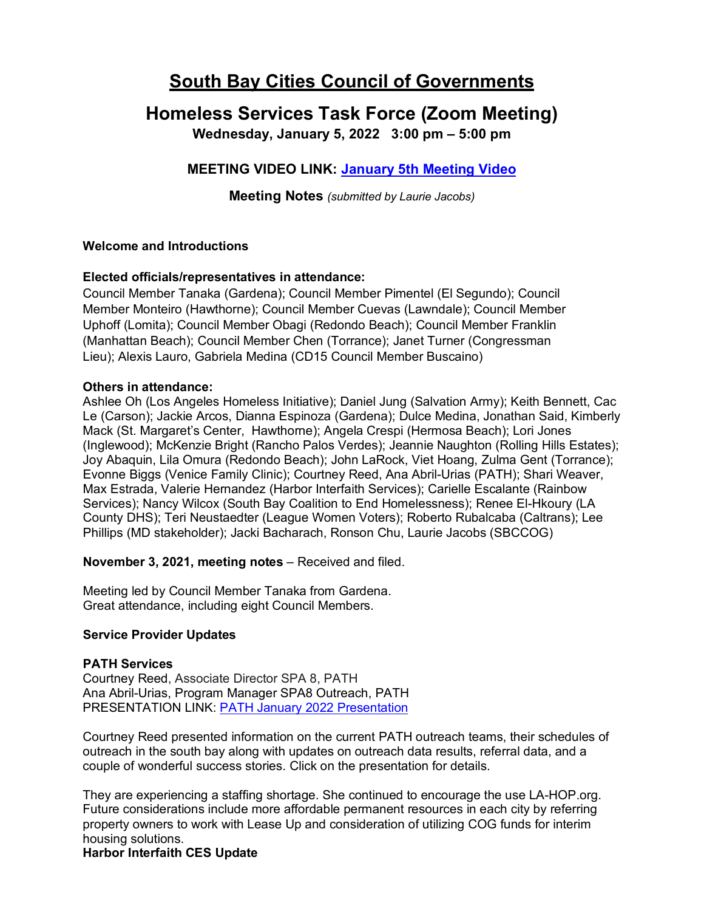# South Bay Cities Council of Governments

## Homeless Services Task Force (Zoom Meeting)

**Wednesday, January 5, 2022 3:00 pm – 5:00 pm**

**MEETING VIDEO LINK: [January 5th Meeting Video]()**

**Meeting Notes** *(submitted by Laurie Jacobs)*

**Welcome and Introductions**

**Elected officials/representatives in attendance:**
Council Member Tanaka (Gardena); Council Member Pimentel (El Segundo); Council Member Monteiro (Hawthorne); Council Member Cuevas (Lawndale); Council Member Uphoff (Lomita); Council Member Obagi (Redondo Beach); Council Member Franklin (Manhattan Beach); Council Member Chen (Torrance); Janet Turner (Congressman Lieu); Alexis Lauro, Gabriela Medina (CD15 Council Member Buscaino)

**Others in attendance:**
Ashlee Oh (Los Angeles Homeless Initiative); Daniel Jung (Salvation Army); Keith Bennett, Cac Le (Carson); Jackie Arcos, Dianna Espinoza (Gardena); Dulce Medina, Jonathan Said, Kimberly Mack (St. Margaret's Center, Hawthorne); Angela Crespi (Hermosa Beach); Lori Jones (Inglewood); McKenzie Bright (Rancho Palos Verdes); Jeannie Naughton (Rolling Hills Estates); Joy Abaquin, Lila Omura (Redondo Beach); John LaRock, Viet Hoang, Zulma Gent (Torrance); Evonne Biggs (Venice Family Clinic); Courtney Reed, Ana Abril-Urias (PATH); Shari Weaver, Max Estrada, Valerie Hernandez (Harbor Interfaith Services); Carielle Escalante (Rainbow Services); Nancy Wilcox (South Bay Coalition to End Homelessness); Renee El-Hkoury (LA County DHS); Teri Neustaedter (League Women Voters); Roberto Rubalcaba (Caltrans); Lee Phillips (MD stakeholder); Jacki Bacharach, Ronson Chu, Laurie Jacobs (SBCCOG)

**November 3, 2021, meeting notes** – Received and filed.

Meeting led by Council Member Tanaka from Gardena.
Great attendance, including eight Council Members.

**Service Provider Updates**

**PATH Services**
Courtney Reed, Associate Director SPA 8, PATH
Ana Abril-Urias, Program Manager SPA8 Outreach, PATH
PRESENTATION LINK: [PATH January 2022 Presentation]()

Courtney Reed presented information on the current PATH outreach teams, their schedules of outreach in the south bay along with updates on outreach data results, referral data, and a couple of wonderful success stories. Click on the presentation for details.

They are experiencing a staffing shortage. She continued to encourage the use LA-HOP.org. Future considerations include more affordable permanent resources in each city by referring property owners to work with Lease Up and consideration of utilizing COG funds for interim housing solutions.

**Harbor Interfaith CES Update**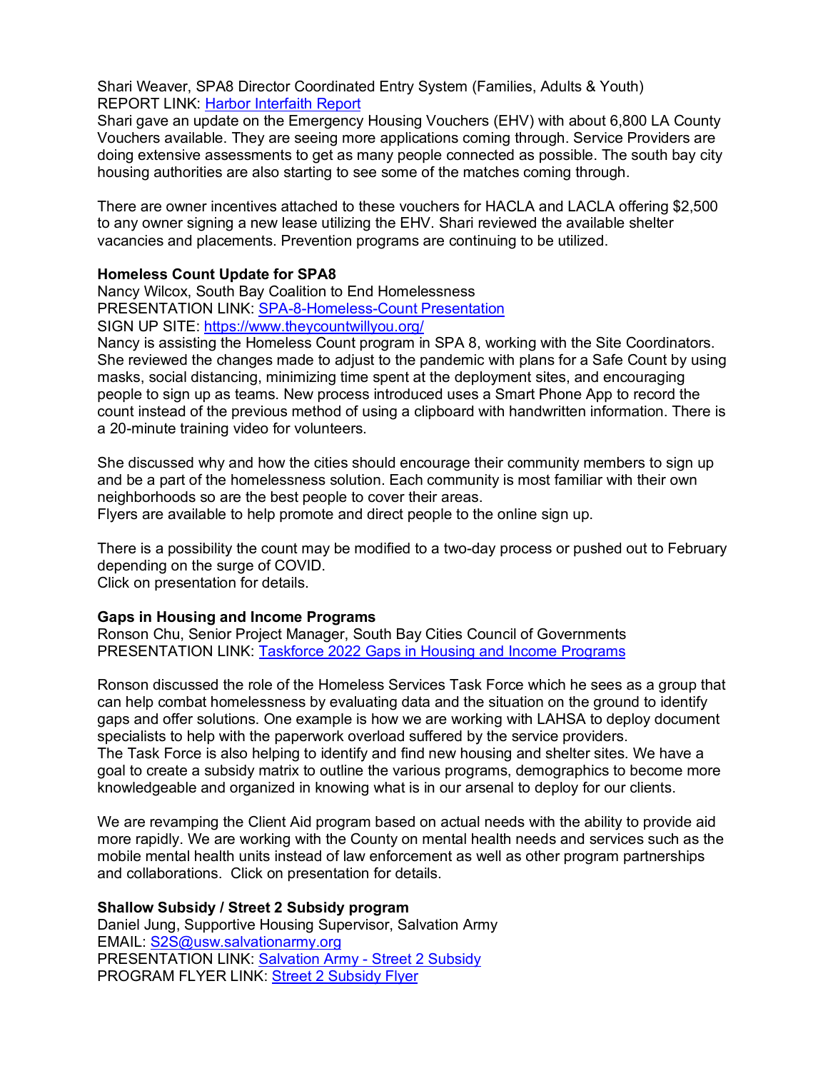Shari Weaver, SPA8 Director Coordinated Entry System (Families, Adults & Youth)
REPORT LINK: Harbor Interfaith Report
Shari gave an update on the Emergency Housing Vouchers (EHV) with about 6,800 LA County Vouchers available. They are seeing more applications coming through. Service Providers are doing extensive assessments to get as many people connected as possible. The south bay city housing authorities are also starting to see some of the matches coming through.

There are owner incentives attached to these vouchers for HACLA and LACLA offering $2,500 to any owner signing a new lease utilizing the EHV. Shari reviewed the available shelter vacancies and placements. Prevention programs are continuing to be utilized.

**Homeless Count Update for SPA8**
Nancy Wilcox, South Bay Coalition to End Homelessness
PRESENTATION LINK: SPA-8-Homeless-Count Presentation
SIGN UP SITE: https://www.theycountwillyou.org/
Nancy is assisting the Homeless Count program in SPA 8, working with the Site Coordinators. She reviewed the changes made to adjust to the pandemic with plans for a Safe Count by using masks, social distancing, minimizing time spent at the deployment sites, and encouraging people to sign up as teams. New process introduced uses a Smart Phone App to record the count instead of the previous method of using a clipboard with handwritten information. There is a 20-minute training video for volunteers.

She discussed why and how the cities should encourage their community members to sign up and be a part of the homelessness solution. Each community is most familiar with their own neighborhoods so are the best people to cover their areas.
Flyers are available to help promote and direct people to the online sign up.

There is a possibility the count may be modified to a two-day process or pushed out to February depending on the surge of COVID.
Click on presentation for details.

**Gaps in Housing and Income Programs**
Ronson Chu, Senior Project Manager, South Bay Cities Council of Governments
PRESENTATION LINK: Taskforce 2022 Gaps in Housing and Income Programs

Ronson discussed the role of the Homeless Services Task Force which he sees as a group that can help combat homelessness by evaluating data and the situation on the ground to identify gaps and offer solutions. One example is how we are working with LAHSA to deploy document specialists to help with the paperwork overload suffered by the service providers.
The Task Force is also helping to identify and find new housing and shelter sites. We have a goal to create a subsidy matrix to outline the various programs, demographics to become more knowledgeable and organized in knowing what is in our arsenal to deploy for our clients.

We are revamping the Client Aid program based on actual needs with the ability to provide aid more rapidly. We are working with the County on mental health needs and services such as the mobile mental health units instead of law enforcement as well as other program partnerships and collaborations. Click on presentation for details.

**Shallow Subsidy / Street 2 Subsidy program**
Daniel Jung, Supportive Housing Supervisor, Salvation Army
EMAIL: S2S@usw.salvationarmy.org
PRESENTATION LINK: Salvation Army - Street 2 Subsidy
PROGRAM FLYER LINK: Street 2 Subsidy Flyer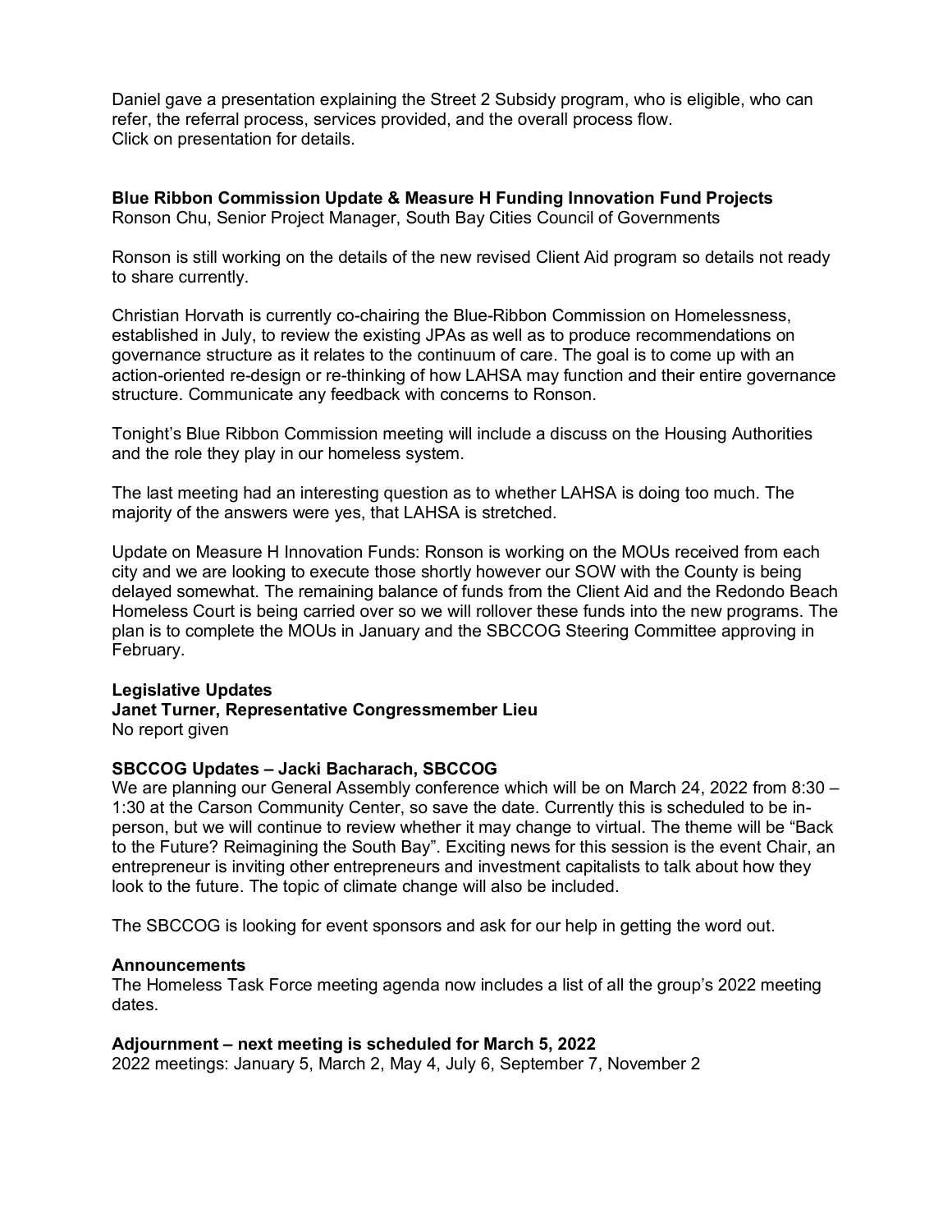Daniel gave a presentation explaining the Street 2 Subsidy program, who is eligible, who can refer, the referral process, services provided, and the overall process flow.
Click on presentation for details.

**Blue Ribbon Commission Update & Measure H Funding Innovation Fund Projects**
Ronson Chu, Senior Project Manager, South Bay Cities Council of Governments

Ronson is still working on the details of the new revised Client Aid program so details not ready to share currently.

Christian Horvath is currently co-chairing the Blue-Ribbon Commission on Homelessness, established in July, to review the existing JPAs as well as to produce recommendations on governance structure as it relates to the continuum of care. The goal is to come up with an action-oriented re-design or re-thinking of how LAHSA may function and their entire governance structure. Communicate any feedback with concerns to Ronson.

Tonight's Blue Ribbon Commission meeting will include a discuss on the Housing Authorities and the role they play in our homeless system.

The last meeting had an interesting question as to whether LAHSA is doing too much. The majority of the answers were yes, that LAHSA is stretched.

Update on Measure H Innovation Funds: Ronson is working on the MOUs received from each city and we are looking to execute those shortly however our SOW with the County is being delayed somewhat. The remaining balance of funds from the Client Aid and the Redondo Beach Homeless Court is being carried over so we will rollover these funds into the new programs. The plan is to complete the MOUs in January and the SBCCOG Steering Committee approving in February.

**Legislative Updates**
**Janet Turner, Representative Congressmember Lieu**
No report given

**SBCCOG Updates – Jacki Bacharach, SBCCOG**
We are planning our General Assembly conference which will be on March 24, 2022 from 8:30 – 1:30 at the Carson Community Center, so save the date. Currently this is scheduled to be in-person, but we will continue to review whether it may change to virtual. The theme will be "Back to the Future? Reimagining the South Bay". Exciting news for this session is the event Chair, an entrepreneur is inviting other entrepreneurs and investment capitalists to talk about how they look to the future. The topic of climate change will also be included.

The SBCCOG is looking for event sponsors and ask for our help in getting the word out.

**Announcements**
The Homeless Task Force meeting agenda now includes a list of all the group's 2022 meeting dates.

**Adjournment – next meeting is scheduled for March 5, 2022**
2022 meetings: January 5, March 2, May 4, July 6, September 7, November 2